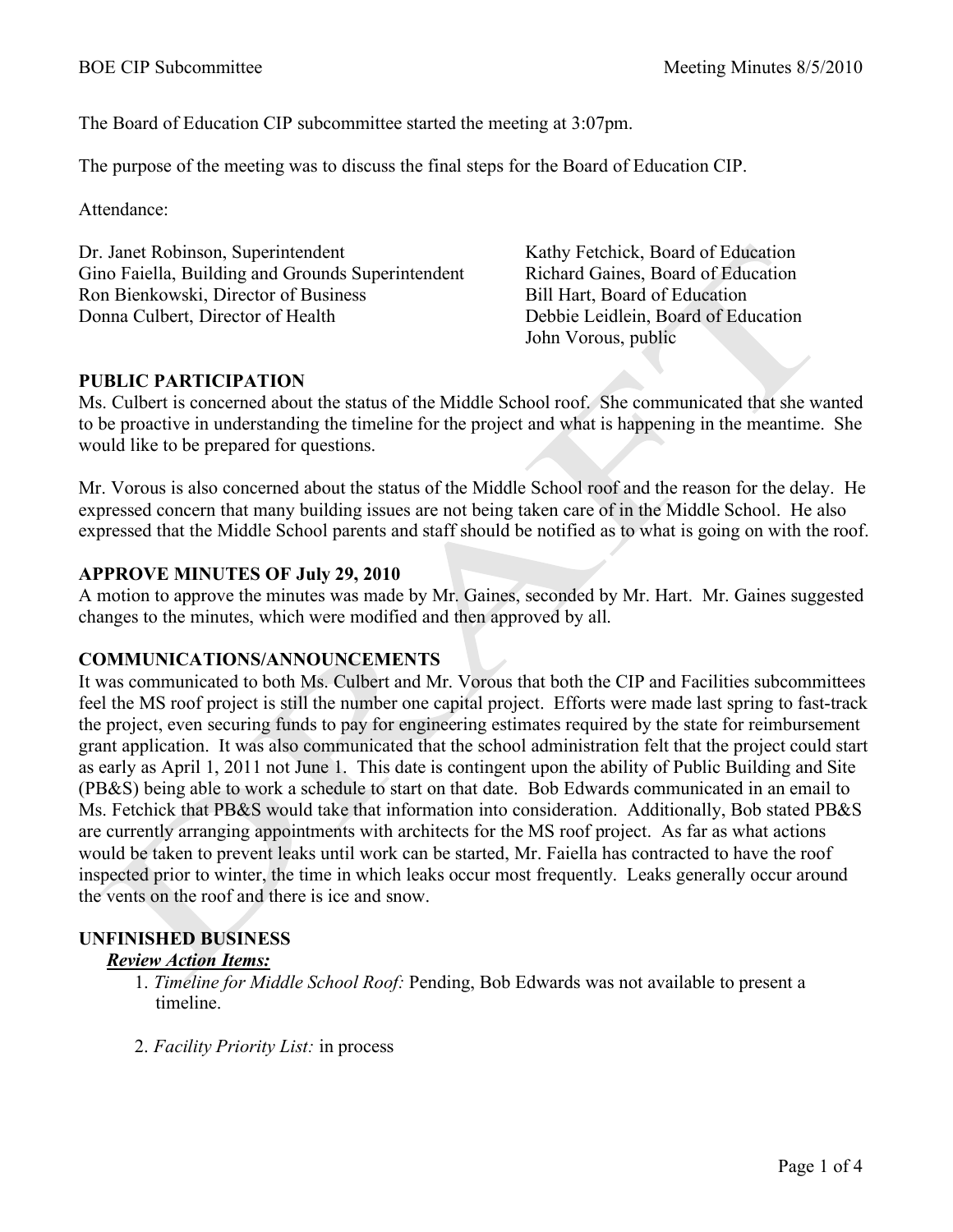The Board of Education CIP subcommittee started the meeting at 3:07pm.

The purpose of the meeting was to discuss the final steps for the Board of Education CIP.

Attendance:

Dr. Janet Robinson, Superintendent
Gino Faiella, Building and Grounds Superintendent
Ron Bienkowski, Director of Business
Donna Culbert, Director of Health
Kathy Fetchick, Board of Education
Richard Gaines, Board of Education
Bill Hart, Board of Education
Debbie Leidlein, Board of Education
John Vorous, public

## PUBLIC PARTICIPATION

Ms. Culbert is concerned about the status of the Middle School roof. She communicated that she wanted to be proactive in understanding the timeline for the project and what is happening in the meantime. She would like to be prepared for questions.

Mr. Vorous is also concerned about the status of the Middle School roof and the reason for the delay. He expressed concern that many building issues are not being taken care of in the Middle School. He also expressed that the Middle School parents and staff should be notified as to what is going on with the roof.

## APPROVE MINUTES OF July 29, 2010

A motion to approve the minutes was made by Mr. Gaines, seconded by Mr. Hart. Mr. Gaines suggested changes to the minutes, which were modified and then approved by all.

## COMMUNICATIONS/ANNOUNCEMENTS

It was communicated to both Ms. Culbert and Mr. Vorous that both the CIP and Facilities subcommittees feel the MS roof project is still the number one capital project. Efforts were made last spring to fast-track the project, even securing funds to pay for engineering estimates required by the state for reimbursement grant application. It was also communicated that the school administration felt that the project could start as early as April 1, 2011 not June 1. This date is contingent upon the ability of Public Building and Site (PB&S) being able to work a schedule to start on that date. Bob Edwards communicated in an email to Ms. Fetchick that PB&S would take that information into consideration. Additionally, Bob stated PB&S are currently arranging appointments with architects for the MS roof project. As far as what actions would be taken to prevent leaks until work can be started, Mr. Faiella has contracted to have the roof inspected prior to winter, the time in which leaks occur most frequently. Leaks generally occur around the vents on the roof and there is ice and snow.

## UNFINISHED BUSINESS

***Review Action Items:***

1. *Timeline for Middle School Roof:* Pending, Bob Edwards was not available to present a timeline.

2. *Facility Priority List:* in process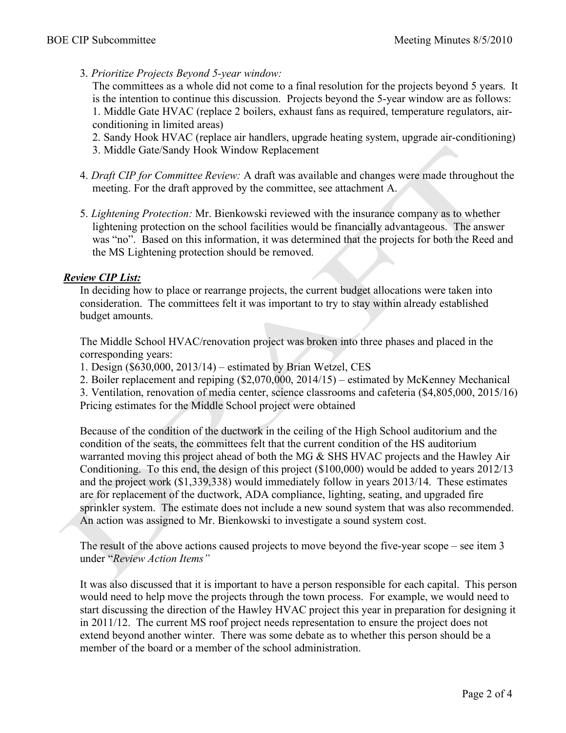3. *Prioritize Projects Beyond 5-year window:*

   The committees as a whole did not come to a final resolution for the projects beyond 5 years. It is the intention to continue this discussion. Projects beyond the 5-year window are as follows:

   1. Middle Gate HVAC (replace 2 boilers, exhaust fans as required, temperature regulators, air-conditioning in limited areas)
   2. Sandy Hook HVAC (replace air handlers, upgrade heating system, upgrade air-conditioning)
   3. Middle Gate/Sandy Hook Window Replacement

4. *Draft CIP for Committee Review:* A draft was available and changes were made throughout the meeting. For the draft approved by the committee, see attachment A.

5. *Lightening Protection:* Mr. Bienkowski reviewed with the insurance company as to whether lightening protection on the school facilities would be financially advantageous. The answer was "no". Based on this information, it was determined that the projects for both the Reed and the MS Lightening protection should be removed.

***Review CIP List:***

In deciding how to place or rearrange projects, the current budget allocations were taken into consideration. The committees felt it was important to try to stay within already established budget amounts.

The Middle School HVAC/renovation project was broken into three phases and placed in the corresponding years:

1. Design ($630,000, 2013/14) – estimated by Brian Wetzel, CES
2. Boiler replacement and repiping ($2,070,000, 2014/15) – estimated by McKenney Mechanical
3. Ventilation, renovation of media center, science classrooms and cafeteria ($4,805,000, 2015/16)

Pricing estimates for the Middle School project were obtained

Because of the condition of the ductwork in the ceiling of the High School auditorium and the condition of the seats, the committees felt that the current condition of the HS auditorium warranted moving this project ahead of both the MG & SHS HVAC projects and the Hawley Air Conditioning. To this end, the design of this project ($100,000) would be added to years 2012/13 and the project work ($1,339,338) would immediately follow in years 2013/14. These estimates are for replacement of the ductwork, ADA compliance, lighting, seating, and upgraded fire sprinkler system. The estimate does not include a new sound system that was also recommended. An action was assigned to Mr. Bienkowski to investigate a sound system cost.

The result of the above actions caused projects to move beyond the five-year scope – see item 3 under "*Review Action Items"*

It was also discussed that it is important to have a person responsible for each capital. This person would need to help move the projects through the town process. For example, we would need to start discussing the direction of the Hawley HVAC project this year in preparation for designing it in 2011/12. The current MS roof project needs representation to ensure the project does not extend beyond another winter. There was some debate as to whether this person should be a member of the board or a member of the school administration.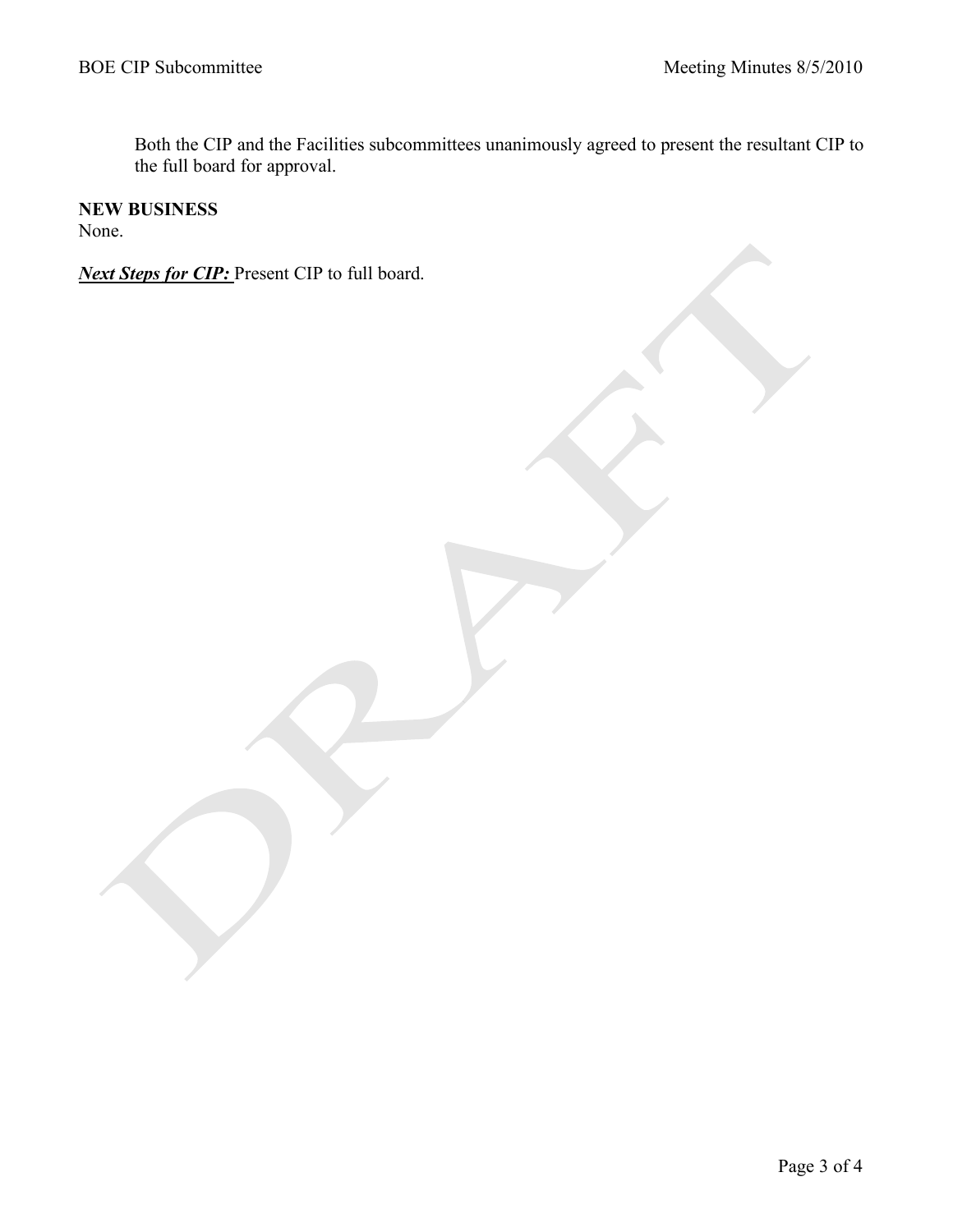Both the CIP and the Facilities subcommittees unanimously agreed to present the resultant CIP to the full board for approval.

**NEW BUSINESS**

None.

***Next Steps for CIP:*** Present CIP to full board.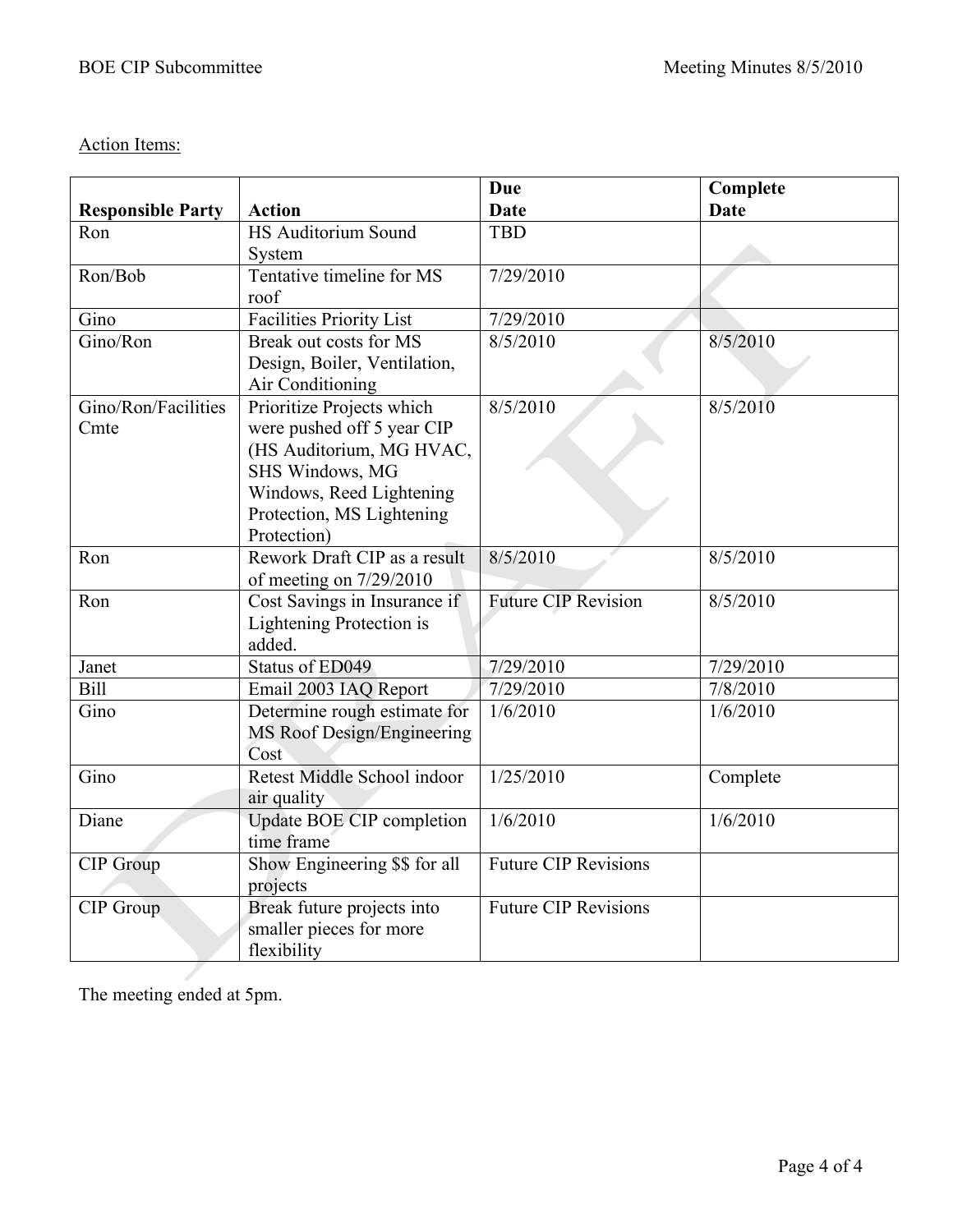Action Items:

| Responsible Party | Action | Due Date | Complete Date |
|---|---|---|---|
| Ron | HS Auditorium Sound System | TBD | |
| Ron/Bob | Tentative timeline for MS roof | 7/29/2010 | |
| Gino | Facilities Priority List | 7/29/2010 | |
| Gino/Ron | Break out costs for MS Design, Boiler, Ventilation, Air Conditioning | 8/5/2010 | 8/5/2010 |
| Gino/Ron/Facilities Cmte | Prioritize Projects which were pushed off 5 year CIP (HS Auditorium, MG HVAC, SHS Windows, MG Windows, Reed Lightening Protection, MS Lightening Protection) | 8/5/2010 | 8/5/2010 |
| Ron | Rework Draft CIP as a result of meeting on 7/29/2010 | 8/5/2010 | 8/5/2010 |
| Ron | Cost Savings in Insurance if Lightening Protection is added. | Future CIP Revision | 8/5/2010 |
| Janet | Status of ED049 | 7/29/2010 | 7/29/2010 |
| Bill | Email 2003 IAQ Report | 7/29/2010 | 7/8/2010 |
| Gino | Determine rough estimate for MS Roof Design/Engineering Cost | 1/6/2010 | 1/6/2010 |
| Gino | Retest Middle School indoor air quality | 1/25/2010 | Complete |
| Diane | Update BOE CIP completion time frame | 1/6/2010 | 1/6/2010 |
| CIP Group | Show Engineering $$ for all projects | Future CIP Revisions | |
| CIP Group | Break future projects into smaller pieces for more flexibility | Future CIP Revisions | |

The meeting ended at 5pm.